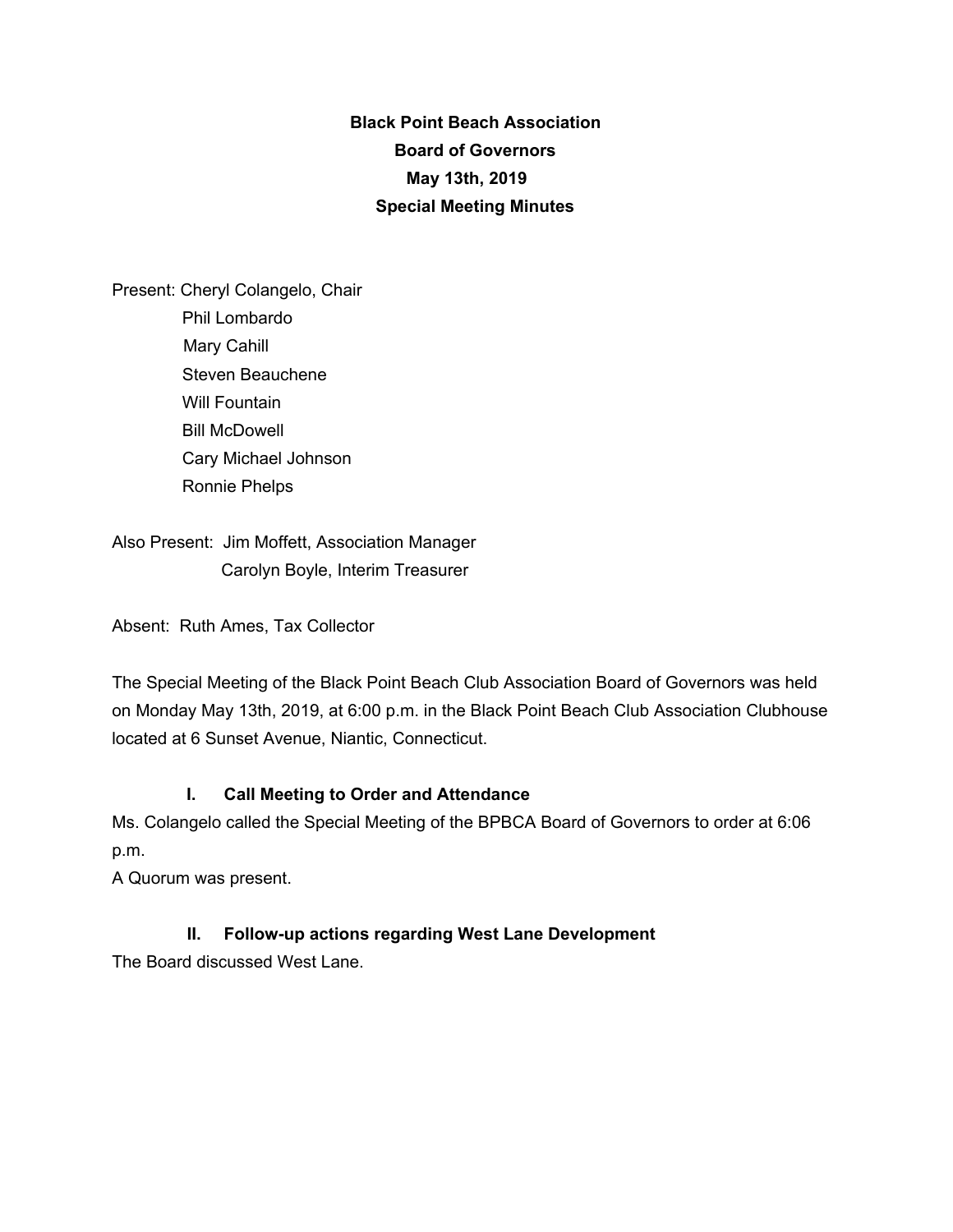# Black Point Beach Association
## Board of Governors
## May 13th, 2019
## Special Meeting Minutes

Present: Cheryl Colangelo, Chair
Phil Lombardo
Mary Cahill
Steven Beauchene
Will Fountain
Bill McDowell
Cary Michael Johnson
Ronnie Phelps

Also Present: Jim Moffett, Association Manager
Carolyn Boyle, Interim Treasurer

Absent: Ruth Ames, Tax Collector

The Special Meeting of the Black Point Beach Club Association Board of Governors was held on Monday May 13th, 2019, at 6:00 p.m. in the Black Point Beach Club Association Clubhouse located at 6 Sunset Avenue, Niantic, Connecticut.

### I. Call Meeting to Order and Attendance

Ms. Colangelo called the Special Meeting of the BPBCA Board of Governors to order at 6:06 p.m.

A Quorum was present.

### II. Follow-up actions regarding West Lane Development

The Board discussed West Lane.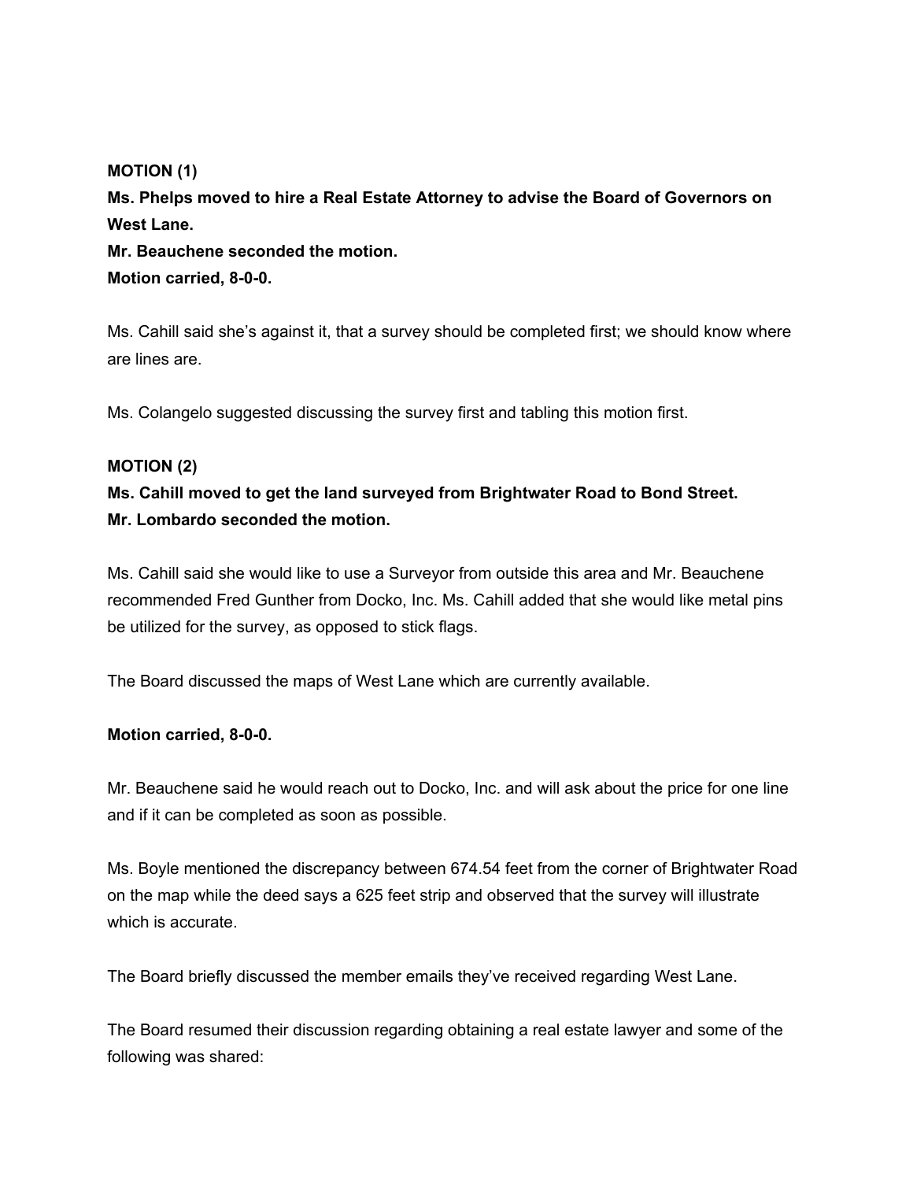**MOTION (1)**

**Ms. Phelps moved to hire a Real Estate Attorney to advise the Board of Governors on West Lane.**

**Mr. Beauchene seconded the motion.**

**Motion carried, 8-0-0.**

Ms. Cahill said she's against it, that a survey should be completed first; we should know where are lines are.

Ms. Colangelo suggested discussing the survey first and tabling this motion first.

**MOTION (2)**

**Ms. Cahill moved to get the land surveyed from Brightwater Road to Bond Street.**

**Mr. Lombardo seconded the motion.**

Ms. Cahill said she would like to use a Surveyor from outside this area and Mr. Beauchene recommended Fred Gunther from Docko, Inc. Ms. Cahill added that she would like metal pins be utilized for the survey, as opposed to stick flags.

The Board discussed the maps of West Lane which are currently available.

**Motion carried, 8-0-0.**

Mr. Beauchene said he would reach out to Docko, Inc. and will ask about the price for one line and if it can be completed as soon as possible.

Ms. Boyle mentioned the discrepancy between 674.54 feet from the corner of Brightwater Road on the map while the deed says a 625 feet strip and observed that the survey will illustrate which is accurate.

The Board briefly discussed the member emails they've received regarding West Lane.

The Board resumed their discussion regarding obtaining a real estate lawyer and some of the following was shared: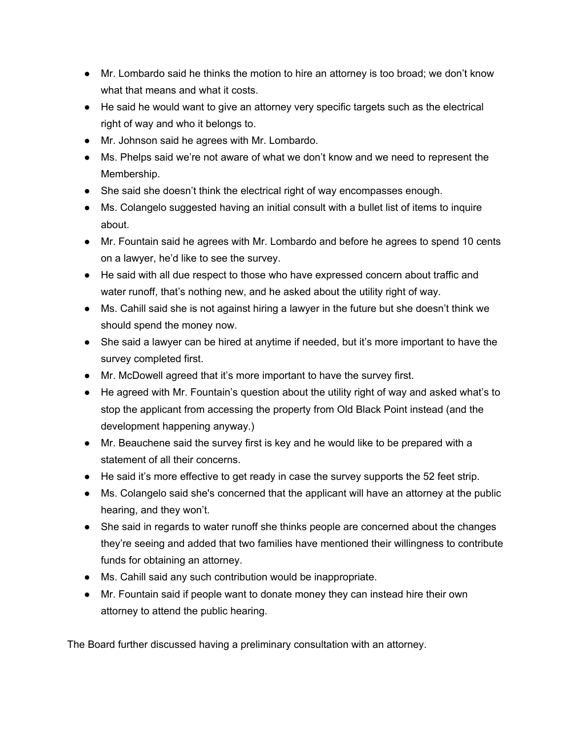- Mr. Lombardo said he thinks the motion to hire an attorney is too broad; we don't know what that means and what it costs.
- He said he would want to give an attorney very specific targets such as the electrical right of way and who it belongs to.
- Mr. Johnson said he agrees with Mr. Lombardo.
- Ms. Phelps said we're not aware of what we don't know and we need to represent the Membership.
- She said she doesn't think the electrical right of way encompasses enough.
- Ms. Colangelo suggested having an initial consult with a bullet list of items to inquire about.
- Mr. Fountain said he agrees with Mr. Lombardo and before he agrees to spend 10 cents on a lawyer, he'd like to see the survey.
- He said with all due respect to those who have expressed concern about traffic and water runoff, that's nothing new, and he asked about the utility right of way.
- Ms. Cahill said she is not against hiring a lawyer in the future but she doesn't think we should spend the money now.
- She said a lawyer can be hired at anytime if needed, but it's more important to have the survey completed first.
- Mr. McDowell agreed that it's more important to have the survey first.
- He agreed with Mr. Fountain's question about the utility right of way and asked what's to stop the applicant from accessing the property from Old Black Point instead (and the development happening anyway.)
- Mr. Beauchene said the survey first is key and he would like to be prepared with a statement of all their concerns.
- He said it's more effective to get ready in case the survey supports the 52 feet strip.
- Ms. Colangelo said she's concerned that the applicant will have an attorney at the public hearing, and they won't.
- She said in regards to water runoff she thinks people are concerned about the changes they're seeing and added that two families have mentioned their willingness to contribute funds for obtaining an attorney.
- Ms. Cahill said any such contribution would be inappropriate.
- Mr. Fountain said if people want to donate money they can instead hire their own attorney to attend the public hearing.

The Board further discussed having a preliminary consultation with an attorney.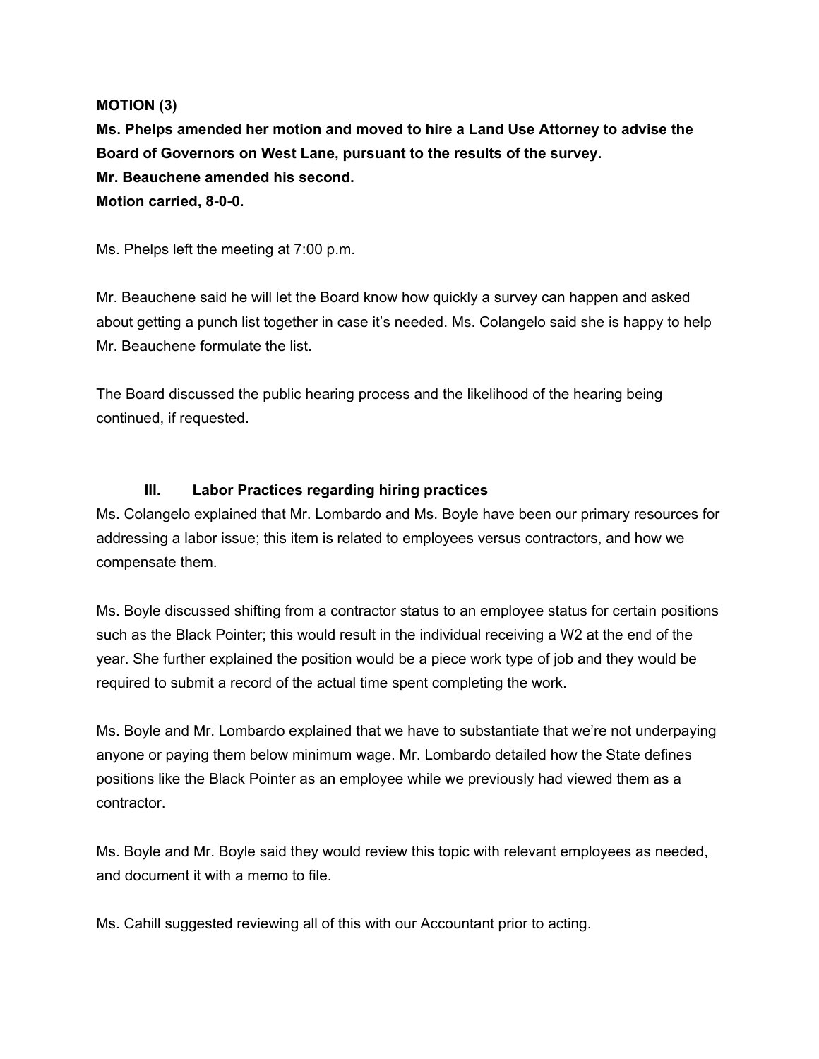**MOTION (3)**
**Ms. Phelps amended her motion and moved to hire a Land Use Attorney to advise the Board of Governors on West Lane, pursuant to the results of the survey.**
**Mr. Beauchene amended his second.**
**Motion carried, 8-0-0.**

Ms. Phelps left the meeting at 7:00 p.m.

Mr. Beauchene said he will let the Board know how quickly a survey can happen and asked about getting a punch list together in case it's needed. Ms. Colangelo said she is happy to help Mr. Beauchene formulate the list.

The Board discussed the public hearing process and the likelihood of the hearing being continued, if requested.

## III. Labor Practices regarding hiring practices

Ms. Colangelo explained that Mr. Lombardo and Ms. Boyle have been our primary resources for addressing a labor issue; this item is related to employees versus contractors, and how we compensate them.

Ms. Boyle discussed shifting from a contractor status to an employee status for certain positions such as the Black Pointer; this would result in the individual receiving a W2 at the end of the year. She further explained the position would be a piece work type of job and they would be required to submit a record of the actual time spent completing the work.

Ms. Boyle and Mr. Lombardo explained that we have to substantiate that we're not underpaying anyone or paying them below minimum wage. Mr. Lombardo detailed how the State defines positions like the Black Pointer as an employee while we previously had viewed them as a contractor.

Ms. Boyle and Mr. Boyle said they would review this topic with relevant employees as needed, and document it with a memo to file.

Ms. Cahill suggested reviewing all of this with our Accountant prior to acting.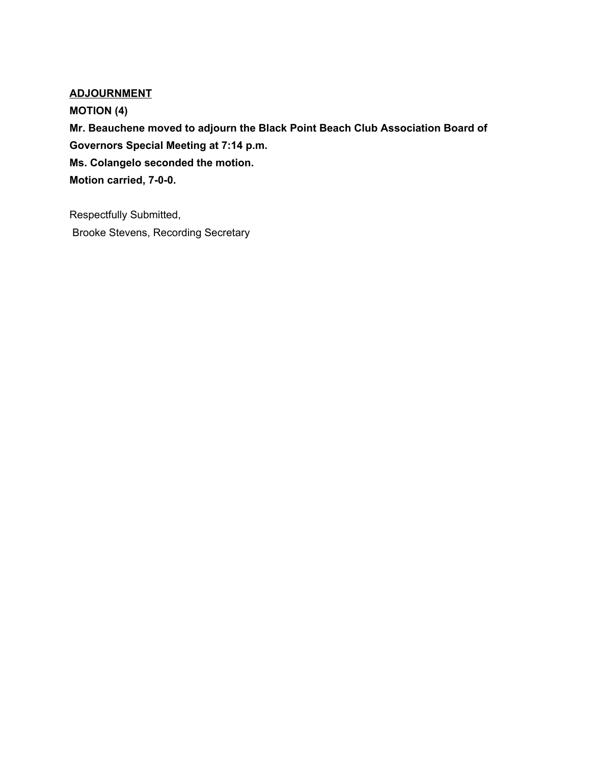**<u>ADJOURNMENT</u>**

**MOTION (4)**

**Mr. Beauchene moved to adjourn the Black Point Beach Club Association Board of Governors Special Meeting at 7:14 p.m.**

**Ms. Colangelo seconded the motion.**

**Motion carried, 7-0-0.**

Respectfully Submitted,

Brooke Stevens, Recording Secretary